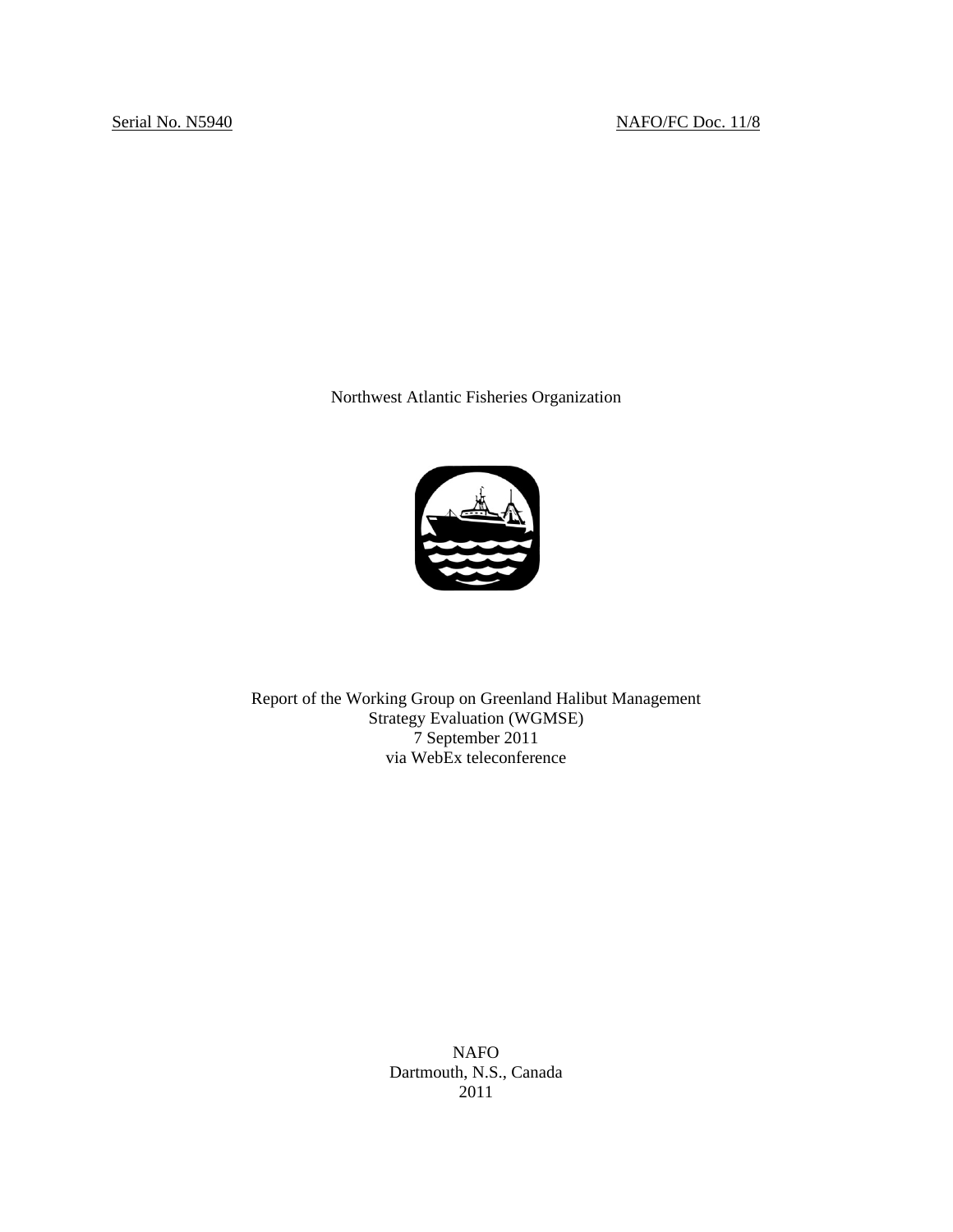Serial No. N5940 NAFO/FC Doc. 11/8

Northwest Atlantic Fisheries Organization

Report of the Working Group on Greenland Halibut Management Strategy Evaluation (WGMSE)
7 September 2011
via WebEx teleconference

NAFO
Dartmouth, N.S., Canada
2011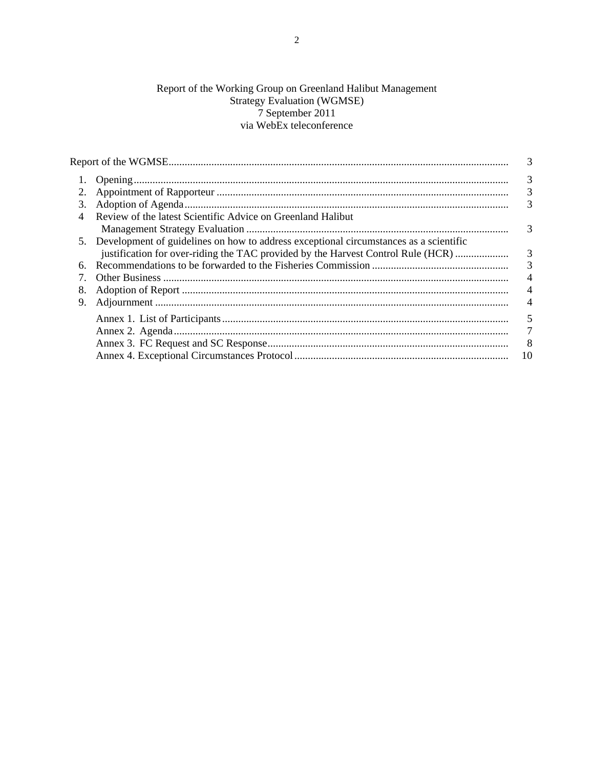Report of the Working Group on Greenland Halibut Management Strategy Evaluation (WGMSE)
7 September 2011
via WebEx teleconference

| | | |
|---|---|---|
| Report of the WGMSE | | 3 |
| 1. | Opening | 3 |
| 2. | Appointment of Rapporteur | 3 |
| 3. | Adoption of Agenda | 3 |
| 4 | Review of the latest Scientific Advice on Greenland Halibut Management Strategy Evaluation | 3 |
| 5. | Development of guidelines on how to address exceptional circumstances as a scientific justification for over-riding the TAC provided by the Harvest Control Rule (HCR) | 3 |
| 6. | Recommendations to be forwarded to the Fisheries Commission | 3 |
| 7. | Other Business | 4 |
| 8. | Adoption of Report | 4 |
| 9. | Adjournment | 4 |
| | Annex 1. List of Participants | 5 |
| | Annex 2. Agenda | 7 |
| | Annex 3. FC Request and SC Response | 8 |
| | Annex 4. Exceptional Circumstances Protocol | 10 |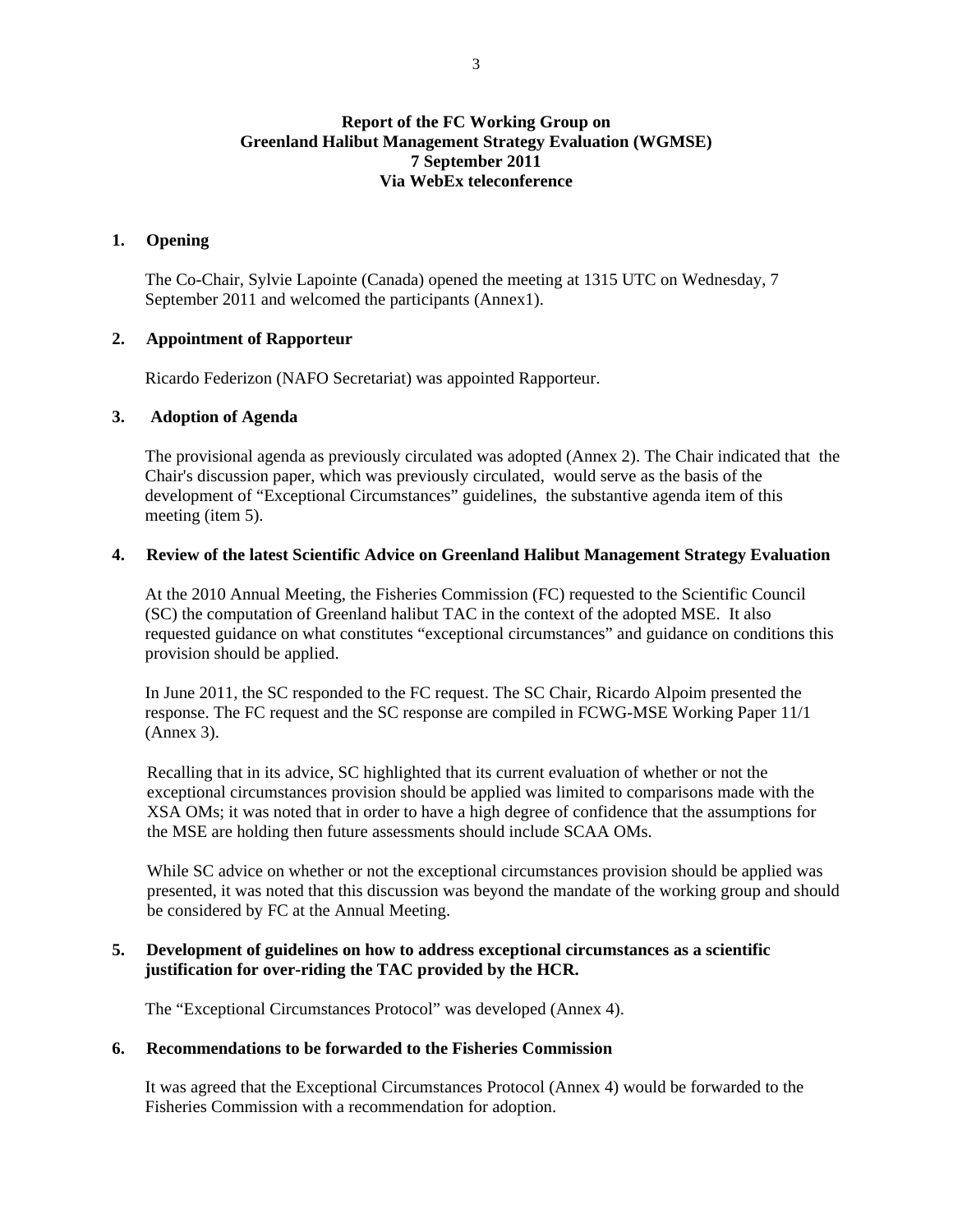# Report of the FC Working Group on Greenland Halibut Management Strategy Evaluation (WGMSE) 7 September 2011 Via WebEx teleconference

## 1. Opening

The Co-Chair, Sylvie Lapointe (Canada) opened the meeting at 1315 UTC on Wednesday, 7 September 2011 and welcomed the participants (Annex1).

## 2. Appointment of Rapporteur

Ricardo Federizon (NAFO Secretariat) was appointed Rapporteur.

## 3. Adoption of Agenda

The provisional agenda as previously circulated was adopted (Annex 2). The Chair indicated that the Chair's discussion paper, which was previously circulated, would serve as the basis of the development of "Exceptional Circumstances" guidelines, the substantive agenda item of this meeting (item 5).

## 4. Review of the latest Scientific Advice on Greenland Halibut Management Strategy Evaluation

At the 2010 Annual Meeting, the Fisheries Commission (FC) requested to the Scientific Council (SC) the computation of Greenland halibut TAC in the context of the adopted MSE. It also requested guidance on what constitutes "exceptional circumstances" and guidance on conditions this provision should be applied.

In June 2011, the SC responded to the FC request. The SC Chair, Ricardo Alpoim presented the response. The FC request and the SC response are compiled in FCWG-MSE Working Paper 11/1 (Annex 3).

Recalling that in its advice, SC highlighted that its current evaluation of whether or not the exceptional circumstances provision should be applied was limited to comparisons made with the XSA OMs; it was noted that in order to have a high degree of confidence that the assumptions for the MSE are holding then future assessments should include SCAA OMs.

While SC advice on whether or not the exceptional circumstances provision should be applied was presented, it was noted that this discussion was beyond the mandate of the working group and should be considered by FC at the Annual Meeting.

## 5. Development of guidelines on how to address exceptional circumstances as a scientific justification for over-riding the TAC provided by the HCR.

The "Exceptional Circumstances Protocol" was developed (Annex 4).

## 6. Recommendations to be forwarded to the Fisheries Commission

It was agreed that the Exceptional Circumstances Protocol (Annex 4) would be forwarded to the Fisheries Commission with a recommendation for adoption.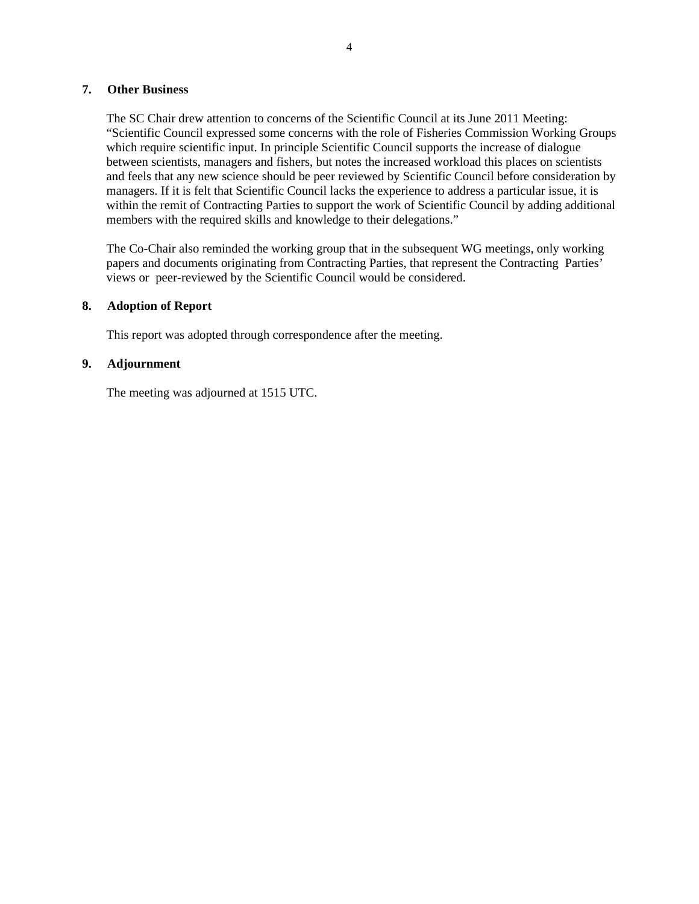## 7. Other Business

The SC Chair drew attention to concerns of the Scientific Council at its June 2011 Meeting: "Scientific Council expressed some concerns with the role of Fisheries Commission Working Groups which require scientific input. In principle Scientific Council supports the increase of dialogue between scientists, managers and fishers, but notes the increased workload this places on scientists and feels that any new science should be peer reviewed by Scientific Council before consideration by managers. If it is felt that Scientific Council lacks the experience to address a particular issue, it is within the remit of Contracting Parties to support the work of Scientific Council by adding additional members with the required skills and knowledge to their delegations."

The Co-Chair also reminded the working group that in the subsequent WG meetings, only working papers and documents originating from Contracting Parties, that represent the Contracting Parties' views or peer-reviewed by the Scientific Council would be considered.

## 8. Adoption of Report

This report was adopted through correspondence after the meeting.

## 9. Adjournment

The meeting was adjourned at 1515 UTC.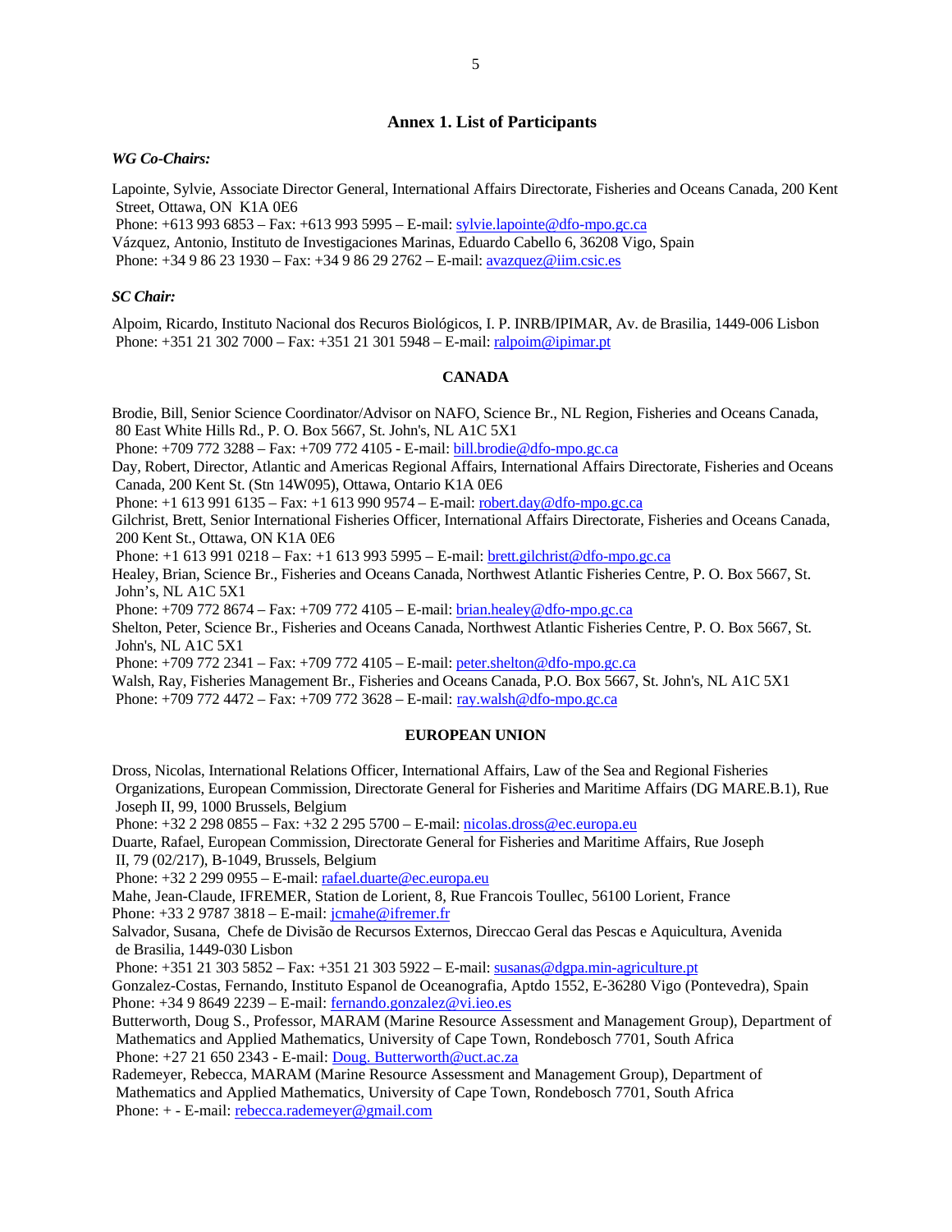## Annex 1. List of Participants

### *WG Co-Chairs:*

Lapointe, Sylvie, Associate Director General, International Affairs Directorate, Fisheries and Oceans Canada, 200 Kent Street, Ottawa, ON K1A 0E6
Phone: +613 993 6853 – Fax: +613 993 5995 – E-mail: sylvie.lapointe@dfo-mpo.gc.ca
Vázquez, Antonio, Instituto de Investigaciones Marinas, Eduardo Cabello 6, 36208 Vigo, Spain
Phone: +34 9 86 23 1930 – Fax: +34 9 86 29 2762 – E-mail: avazquez@iim.csic.es

### *SC Chair:*

Alpoim, Ricardo, Instituto Nacional dos Recuros Biológicos, I. P. INRB/IPIMAR, Av. de Brasilia, 1449-006 Lisbon
Phone: +351 21 302 7000 – Fax: +351 21 301 5948 – E-mail: ralpoim@ipimar.pt

### CANADA

Brodie, Bill, Senior Science Coordinator/Advisor on NAFO, Science Br., NL Region, Fisheries and Oceans Canada, 80 East White Hills Rd., P. O. Box 5667, St. John's, NL A1C 5X1
Phone: +709 772 3288 – Fax: +709 772 4105 - E-mail: bill.brodie@dfo-mpo.gc.ca
Day, Robert, Director, Atlantic and Americas Regional Affairs, International Affairs Directorate, Fisheries and Oceans Canada, 200 Kent St. (Stn 14W095), Ottawa, Ontario K1A 0E6
Phone: +1 613 991 6135 – Fax: +1 613 990 9574 – E-mail: robert.day@dfo-mpo.gc.ca
Gilchrist, Brett, Senior International Fisheries Officer, International Affairs Directorate, Fisheries and Oceans Canada, 200 Kent St., Ottawa, ON K1A 0E6
Phone: +1 613 991 0218 – Fax: +1 613 993 5995 – E-mail: brett.gilchrist@dfo-mpo.gc.ca
Healey, Brian, Science Br., Fisheries and Oceans Canada, Northwest Atlantic Fisheries Centre, P. O. Box 5667, St. John's, NL A1C 5X1
Phone: +709 772 8674 – Fax: +709 772 4105 – E-mail: brian.healey@dfo-mpo.gc.ca
Shelton, Peter, Science Br., Fisheries and Oceans Canada, Northwest Atlantic Fisheries Centre, P. O. Box 5667, St. John's, NL A1C 5X1
Phone: +709 772 2341 – Fax: +709 772 4105 – E-mail: peter.shelton@dfo-mpo.gc.ca
Walsh, Ray, Fisheries Management Br., Fisheries and Oceans Canada, P.O. Box 5667, St. John's, NL A1C 5X1
Phone: +709 772 4472 – Fax: +709 772 3628 – E-mail: ray.walsh@dfo-mpo.gc.ca

### EUROPEAN UNION

Dross, Nicolas, International Relations Officer, International Affairs, Law of the Sea and Regional Fisheries Organizations, European Commission, Directorate General for Fisheries and Maritime Affairs (DG MARE.B.1), Rue Joseph II, 99, 1000 Brussels, Belgium
Phone: +32 2 298 0855 – Fax: +32 2 295 5700 – E-mail: nicolas.dross@ec.europa.eu
Duarte, Rafael, European Commission, Directorate General for Fisheries and Maritime Affairs, Rue Joseph II, 79 (02/217), B-1049, Brussels, Belgium
Phone: +32 2 299 0955 – E-mail: rafael.duarte@ec.europa.eu
Mahe, Jean-Claude, IFREMER, Station de Lorient, 8, Rue Francois Toullec, 56100 Lorient, France
Phone: +33 2 9787 3818 – E-mail: jcmahe@ifremer.fr
Salvador, Susana, Chefe de Divisão de Recursos Externos, Direccao Geral das Pescas e Aquicultura, Avenida de Brasilia, 1449-030 Lisbon
Phone: +351 21 303 5852 – Fax: +351 21 303 5922 – E-mail: susanas@dgpa.min-agriculture.pt
Gonzalez-Costas, Fernando, Instituto Espanol de Oceanografia, Aptdo 1552, E-36280 Vigo (Pontevedra), Spain
Phone: +34 9 8649 2239 – E-mail: fernando.gonzalez@vi.ieo.es
Butterworth, Doug S., Professor, MARAM (Marine Resource Assessment and Management Group), Department of Mathematics and Applied Mathematics, University of Cape Town, Rondebosch 7701, South Africa
Phone: +27 21 650 2343 - E-mail: Doug. Butterworth@uct.ac.za
Rademeyer, Rebecca, MARAM (Marine Resource Assessment and Management Group), Department of Mathematics and Applied Mathematics, University of Cape Town, Rondebosch 7701, South Africa
Phone: + - E-mail: rebecca.rademeyer@gmail.com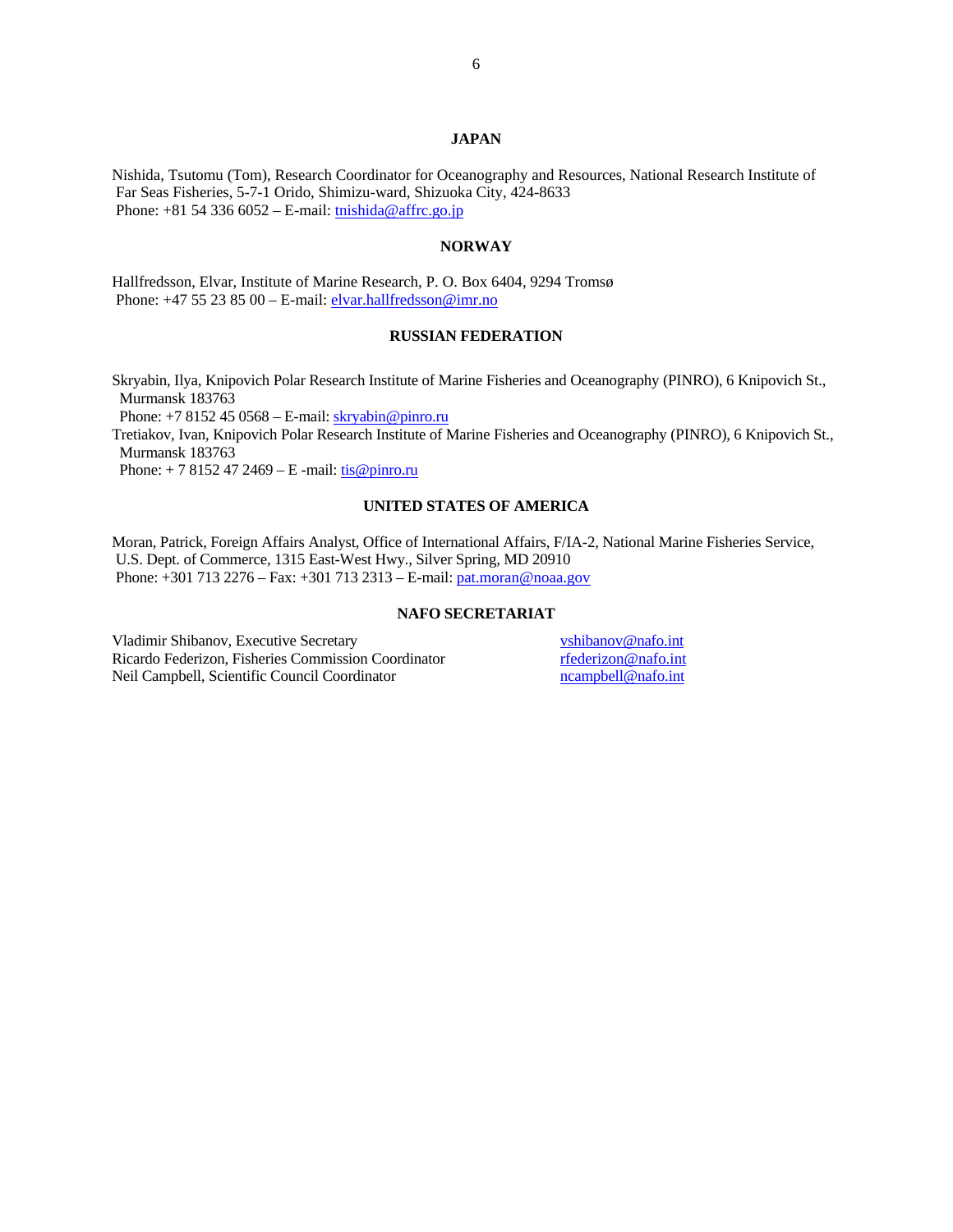**JAPAN**

Nishida, Tsutomu (Tom), Research Coordinator for Oceanography and Resources, National Research Institute of Far Seas Fisheries, 5-7-1 Orido, Shimizu-ward, Shizuoka City, 424-8633
Phone: +81 54 336 6052 – E-mail: tnishida@affrc.go.jp

**NORWAY**

Hallfredsson, Elvar, Institute of Marine Research, P. O. Box 6404, 9294 Tromsø
Phone: +47 55 23 85 00 – E-mail: elvar.hallfredsson@imr.no

**RUSSIAN FEDERATION**

Skryabin, Ilya, Knipovich Polar Research Institute of Marine Fisheries and Oceanography (PINRO), 6 Knipovich St., Murmansk 183763
Phone: +7 8152 45 0568 – E-mail: skryabin@pinro.ru

Tretiakov, Ivan, Knipovich Polar Research Institute of Marine Fisheries and Oceanography (PINRO), 6 Knipovich St., Murmansk 183763
Phone: + 7 8152 47 2469 – E -mail: tis@pinro.ru

**UNITED STATES OF AMERICA**

Moran, Patrick, Foreign Affairs Analyst, Office of International Affairs, F/IA-2, National Marine Fisheries Service, U.S. Dept. of Commerce, 1315 East-West Hwy., Silver Spring, MD 20910
Phone: +301 713 2276 – Fax: +301 713 2313 – E-mail: pat.moran@noaa.gov

**NAFO SECRETARIAT**

Vladimir Shibanov, Executive Secretary — vshibanov@nafo.int
Ricardo Federizon, Fisheries Commission Coordinator — rfederizon@nafo.int
Neil Campbell, Scientific Council Coordinator — ncampbell@nafo.int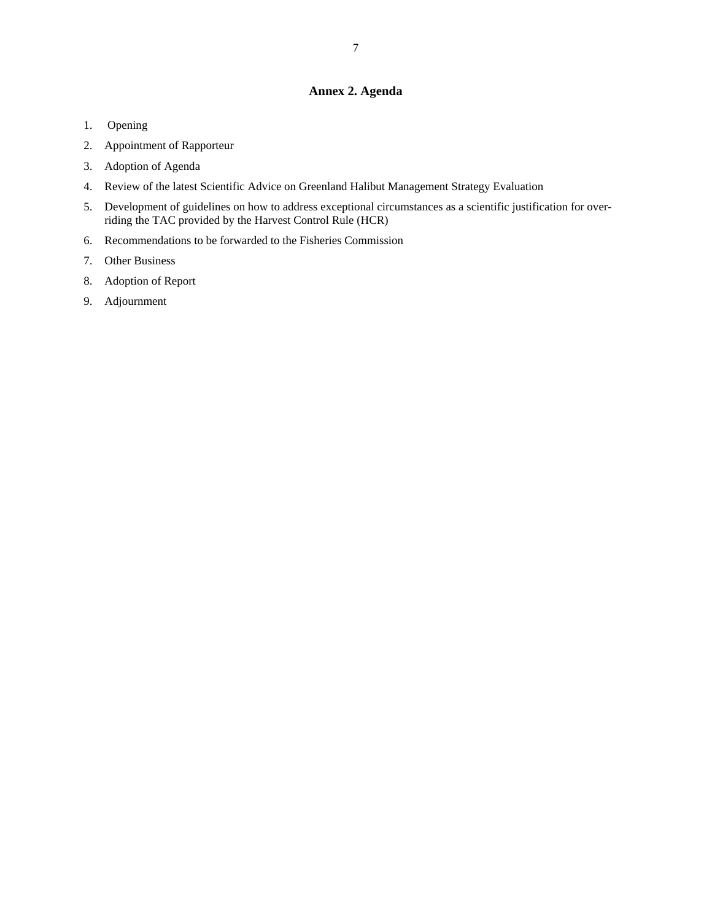## Annex 2. Agenda

1. Opening
2. Appointment of Rapporteur
3. Adoption of Agenda
4. Review of the latest Scientific Advice on Greenland Halibut Management Strategy Evaluation
5. Development of guidelines on how to address exceptional circumstances as a scientific justification for over-riding the TAC provided by the Harvest Control Rule (HCR)
6. Recommendations to be forwarded to the Fisheries Commission
7. Other Business
8. Adoption of Report
9. Adjournment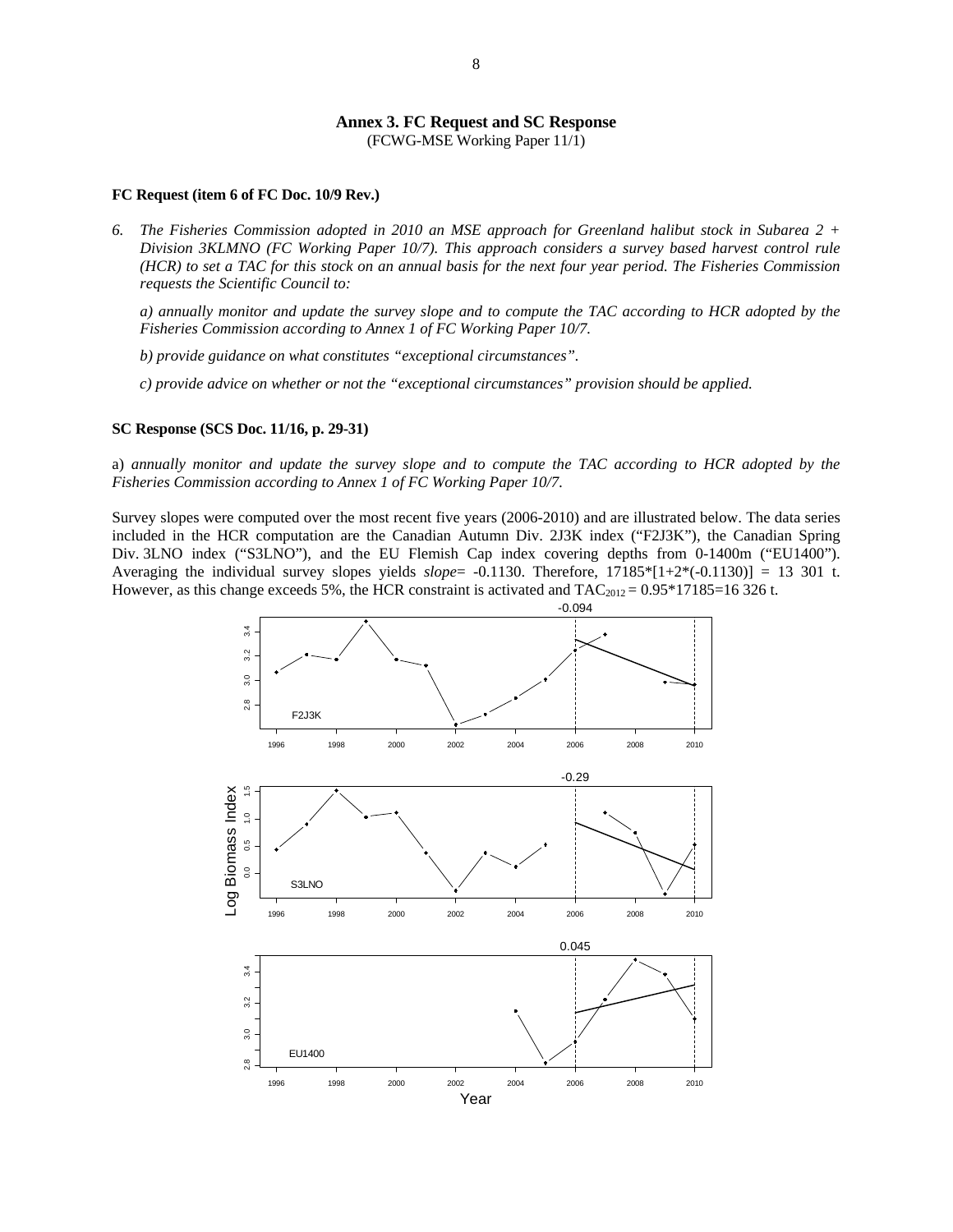# Annex 3. FC Request and SC Response

(FCWG-MSE Working Paper 11/1)

**FC Request (item 6 of FC Doc. 10/9 Rev.)**

*6. The Fisheries Commission adopted in 2010 an MSE approach for Greenland halibut stock in Subarea 2 + Division 3KLMNO (FC Working Paper 10/7). This approach considers a survey based harvest control rule (HCR) to set a TAC for this stock on an annual basis for the next four year period. The Fisheries Commission requests the Scientific Council to:*

*a) annually monitor and update the survey slope and to compute the TAC according to HCR adopted by the Fisheries Commission according to Annex 1 of FC Working Paper 10/7.*

*b) provide guidance on what constitutes "exceptional circumstances".*

*c) provide advice on whether or not the "exceptional circumstances" provision should be applied.*

**SC Response (SCS Doc. 11/16, p. 29-31)**

a) *annually monitor and update the survey slope and to compute the TAC according to HCR adopted by the Fisheries Commission according to Annex 1 of FC Working Paper 10/7.*

Survey slopes were computed over the most recent five years (2006-2010) and are illustrated below. The data series included in the HCR computation are the Canadian Autumn Div. 2J3K index ("F2J3K"), the Canadian Spring Div. 3LNO index ("S3LNO"), and the EU Flemish Cap index covering depths from 0-1400m ("EU1400"). Averaging the individual survey slopes yields *slope*= -0.1130. Therefore, 17185*[1+2*(-0.1130)] = 13 301 t. However, as this change exceeds 5%, the HCR constraint is activated and $TAC_{2012}$ = 0.95*17185=16 326 t.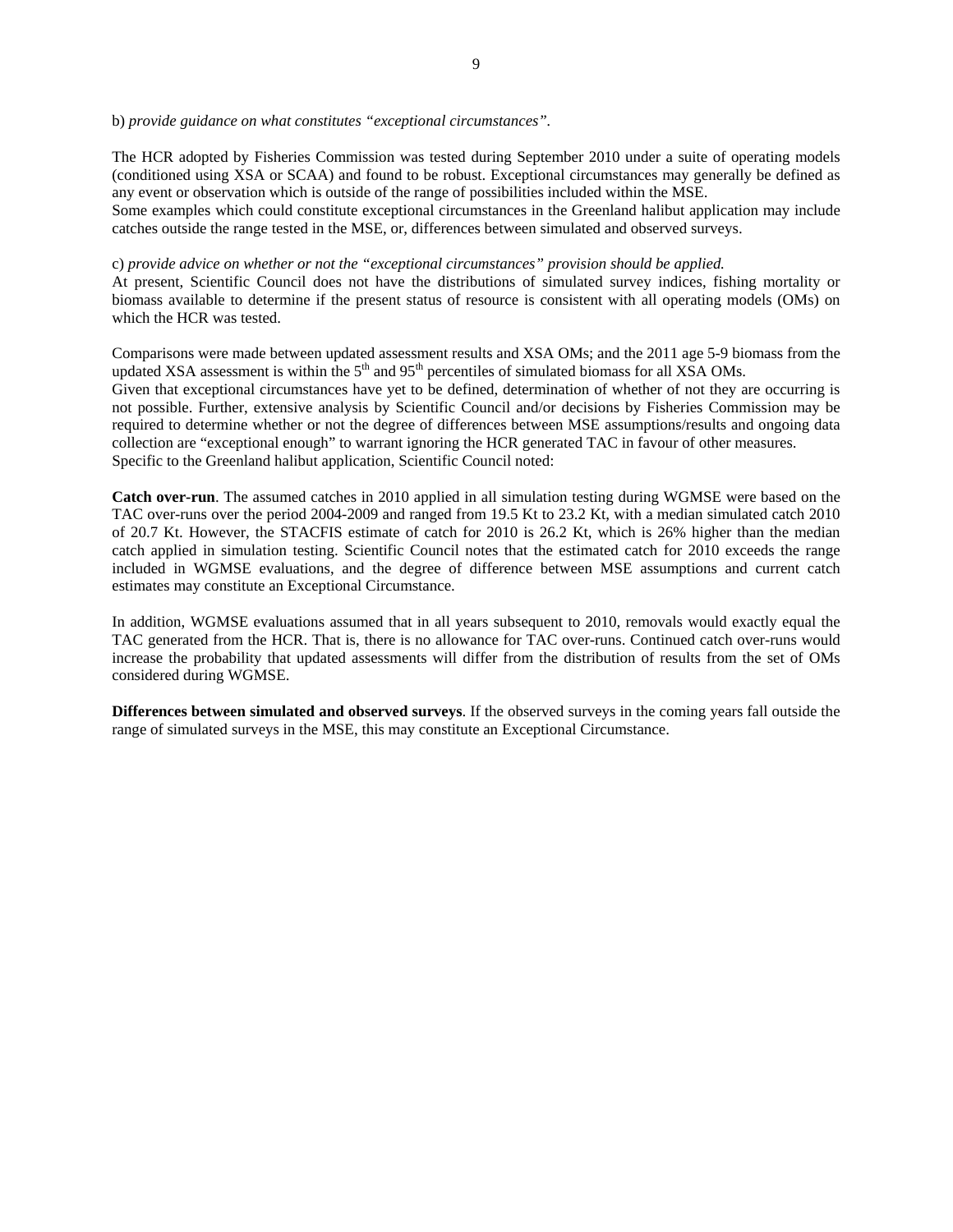b) *provide guidance on what constitutes "exceptional circumstances".*

The HCR adopted by Fisheries Commission was tested during September 2010 under a suite of operating models (conditioned using XSA or SCAA) and found to be robust. Exceptional circumstances may generally be defined as any event or observation which is outside of the range of possibilities included within the MSE.
Some examples which could constitute exceptional circumstances in the Greenland halibut application may include catches outside the range tested in the MSE, or, differences between simulated and observed surveys.

c) *provide advice on whether or not the "exceptional circumstances" provision should be applied.*
At present, Scientific Council does not have the distributions of simulated survey indices, fishing mortality or biomass available to determine if the present status of resource is consistent with all operating models (OMs) on which the HCR was tested.

Comparisons were made between updated assessment results and XSA OMs; and the 2011 age 5-9 biomass from the updated XSA assessment is within the 5$^{th}$ and 95$^{th}$ percentiles of simulated biomass for all XSA OMs.
Given that exceptional circumstances have yet to be defined, determination of whether of not they are occurring is not possible. Further, extensive analysis by Scientific Council and/or decisions by Fisheries Commission may be required to determine whether or not the degree of differences between MSE assumptions/results and ongoing data collection are "exceptional enough" to warrant ignoring the HCR generated TAC in favour of other measures.
Specific to the Greenland halibut application, Scientific Council noted:

**Catch over-run**. The assumed catches in 2010 applied in all simulation testing during WGMSE were based on the TAC over-runs over the period 2004-2009 and ranged from 19.5 Kt to 23.2 Kt, with a median simulated catch 2010 of 20.7 Kt. However, the STACFIS estimate of catch for 2010 is 26.2 Kt, which is 26% higher than the median catch applied in simulation testing. Scientific Council notes that the estimated catch for 2010 exceeds the range included in WGMSE evaluations, and the degree of difference between MSE assumptions and current catch estimates may constitute an Exceptional Circumstance.

In addition, WGMSE evaluations assumed that in all years subsequent to 2010, removals would exactly equal the TAC generated from the HCR. That is, there is no allowance for TAC over-runs. Continued catch over-runs would increase the probability that updated assessments will differ from the distribution of results from the set of OMs considered during WGMSE.

**Differences between simulated and observed surveys**. If the observed surveys in the coming years fall outside the range of simulated surveys in the MSE, this may constitute an Exceptional Circumstance.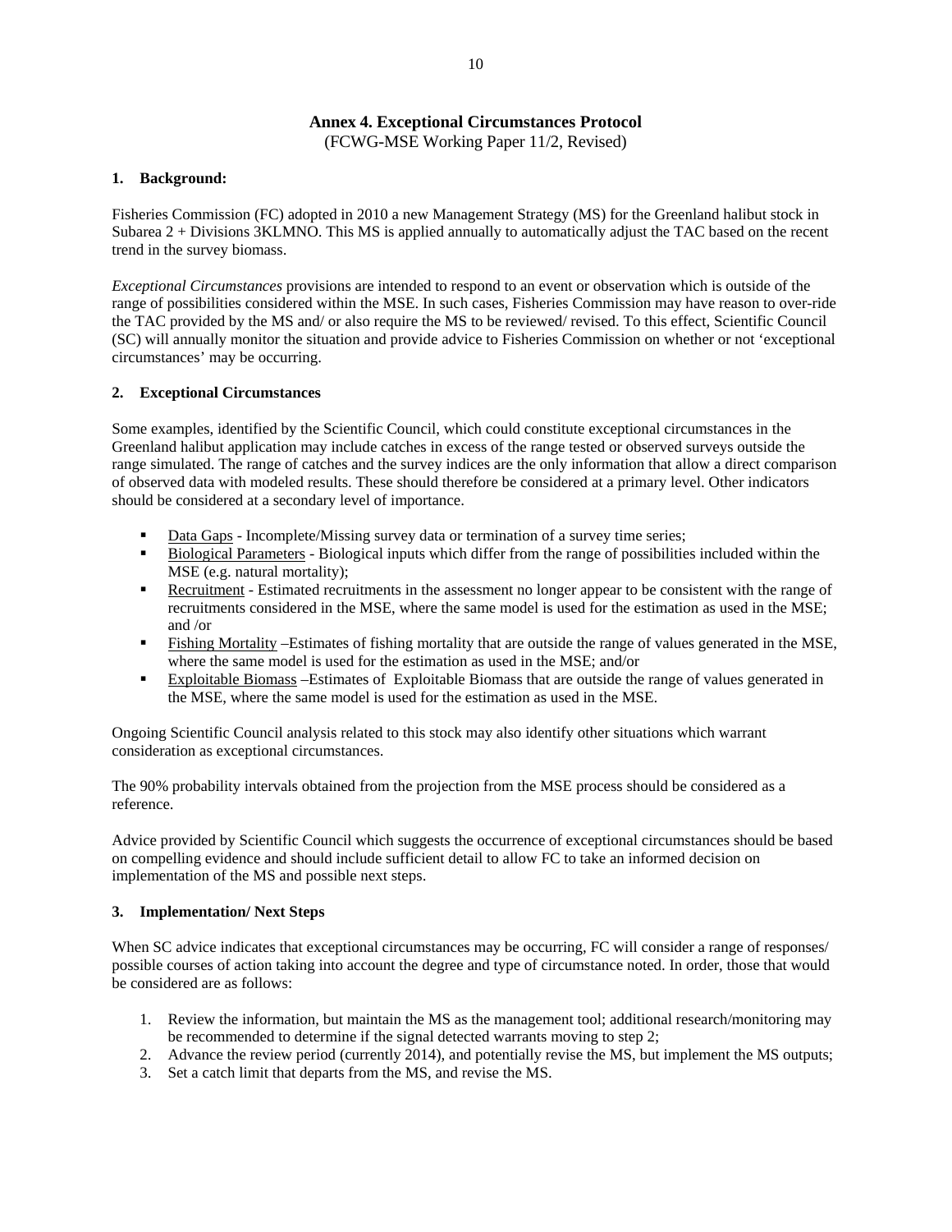# Annex 4. Exceptional Circumstances Protocol

(FCWG-MSE Working Paper 11/2, Revised)

## 1. Background:

Fisheries Commission (FC) adopted in 2010 a new Management Strategy (MS) for the Greenland halibut stock in Subarea 2 + Divisions 3KLMNO. This MS is applied annually to automatically adjust the TAC based on the recent trend in the survey biomass.

*Exceptional Circumstances* provisions are intended to respond to an event or observation which is outside of the range of possibilities considered within the MSE. In such cases, Fisheries Commission may have reason to over-ride the TAC provided by the MS and/ or also require the MS to be reviewed/ revised. To this effect, Scientific Council (SC) will annually monitor the situation and provide advice to Fisheries Commission on whether or not 'exceptional circumstances' may be occurring.

## 2. Exceptional Circumstances

Some examples, identified by the Scientific Council, which could constitute exceptional circumstances in the Greenland halibut application may include catches in excess of the range tested or observed surveys outside the range simulated. The range of catches and the survey indices are the only information that allow a direct comparison of observed data with modeled results. These should therefore be considered at a primary level. Other indicators should be considered at a secondary level of importance.

- Data Gaps - Incomplete/Missing survey data or termination of a survey time series;
- Biological Parameters - Biological inputs which differ from the range of possibilities included within the MSE (e.g. natural mortality);
- Recruitment - Estimated recruitments in the assessment no longer appear to be consistent with the range of recruitments considered in the MSE, where the same model is used for the estimation as used in the MSE; and /or
- Fishing Mortality –Estimates of fishing mortality that are outside the range of values generated in the MSE, where the same model is used for the estimation as used in the MSE; and/or
- Exploitable Biomass –Estimates of Exploitable Biomass that are outside the range of values generated in the MSE, where the same model is used for the estimation as used in the MSE.

Ongoing Scientific Council analysis related to this stock may also identify other situations which warrant consideration as exceptional circumstances.

The 90% probability intervals obtained from the projection from the MSE process should be considered as a reference.

Advice provided by Scientific Council which suggests the occurrence of exceptional circumstances should be based on compelling evidence and should include sufficient detail to allow FC to take an informed decision on implementation of the MS and possible next steps.

## 3. Implementation/ Next Steps

When SC advice indicates that exceptional circumstances may be occurring, FC will consider a range of responses/ possible courses of action taking into account the degree and type of circumstance noted. In order, those that would be considered are as follows:

1. Review the information, but maintain the MS as the management tool; additional research/monitoring may be recommended to determine if the signal detected warrants moving to step 2;
2. Advance the review period (currently 2014), and potentially revise the MS, but implement the MS outputs;
3. Set a catch limit that departs from the MS, and revise the MS.